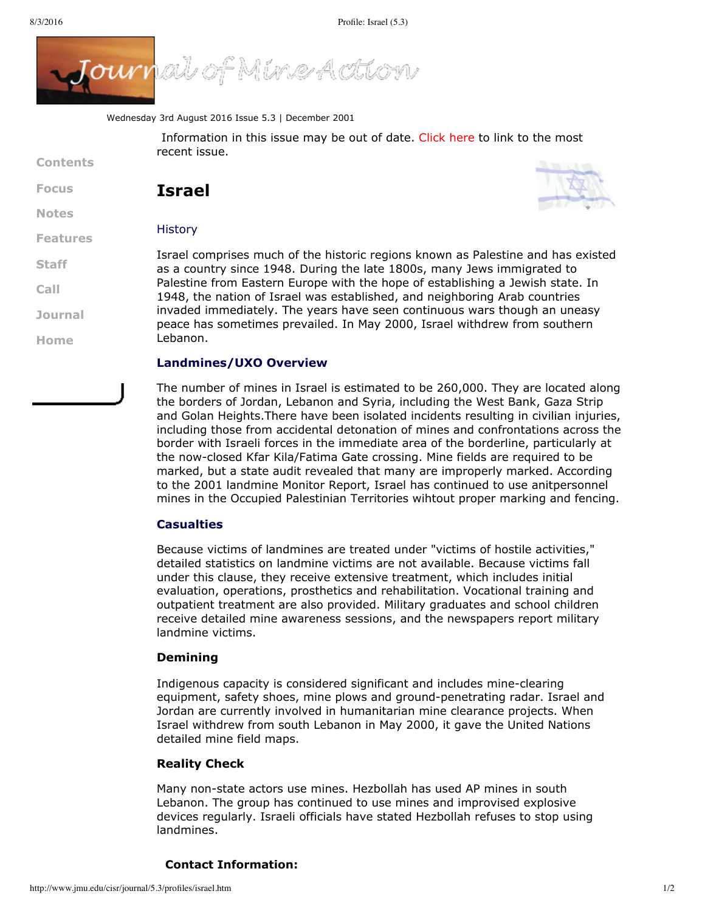Wednesday 3rd August 2016 Issue 5.3 | December 2001

Information in this issue may be out of date. Click here to link to the most recent issue.

Contents

Focus

Notes

Features

Staff

Call

Journal

Home

# Israel

## History

Israel comprises much of the historic regions known as Palestine and has existed as a country since 1948. During the late 1800s, many Jews immigrated to Palestine from Eastern Europe with the hope of establishing a Jewish state. In 1948, the nation of Israel was established, and neighboring Arab countries invaded immediately. The years have seen continuous wars though an uneasy peace has sometimes prevailed. In May 2000, Israel withdrew from southern Lebanon.

## Landmines/UXO Overview

The number of mines in Israel is estimated to be 260,000. They are located along the borders of Jordan, Lebanon and Syria, including the West Bank, Gaza Strip and Golan Heights.There have been isolated incidents resulting in civilian injuries, including those from accidental detonation of mines and confrontations across the border with Israeli forces in the immediate area of the borderline, particularly at the now-closed Kfar Kila/Fatima Gate crossing. Mine fields are required to be marked, but a state audit revealed that many are improperly marked. According to the 2001 landmine Monitor Report, Israel has continued to use anitpersonnel mines in the Occupied Palestinian Territories wihtout proper marking and fencing.

## Casualties

Because victims of landmines are treated under "victims of hostile activities," detailed statistics on landmine victims are not available. Because victims fall under this clause, they receive extensive treatment, which includes initial evaluation, operations, prosthetics and rehabilitation. Vocational training and outpatient treatment are also provided. Military graduates and school children receive detailed mine awareness sessions, and the newspapers report military landmine victims.

## Demining

Indigenous capacity is considered significant and includes mine-clearing equipment, safety shoes, mine plows and ground-penetrating radar. Israel and Jordan are currently involved in humanitarian mine clearance projects. When Israel withdrew from south Lebanon in May 2000, it gave the United Nations detailed mine field maps.

## Reality Check

Many non-state actors use mines. Hezbollah has used AP mines in south Lebanon. The group has continued to use mines and improvised explosive devices regularly. Israeli officials have stated Hezbollah refuses to stop using landmines.

## Contact Information: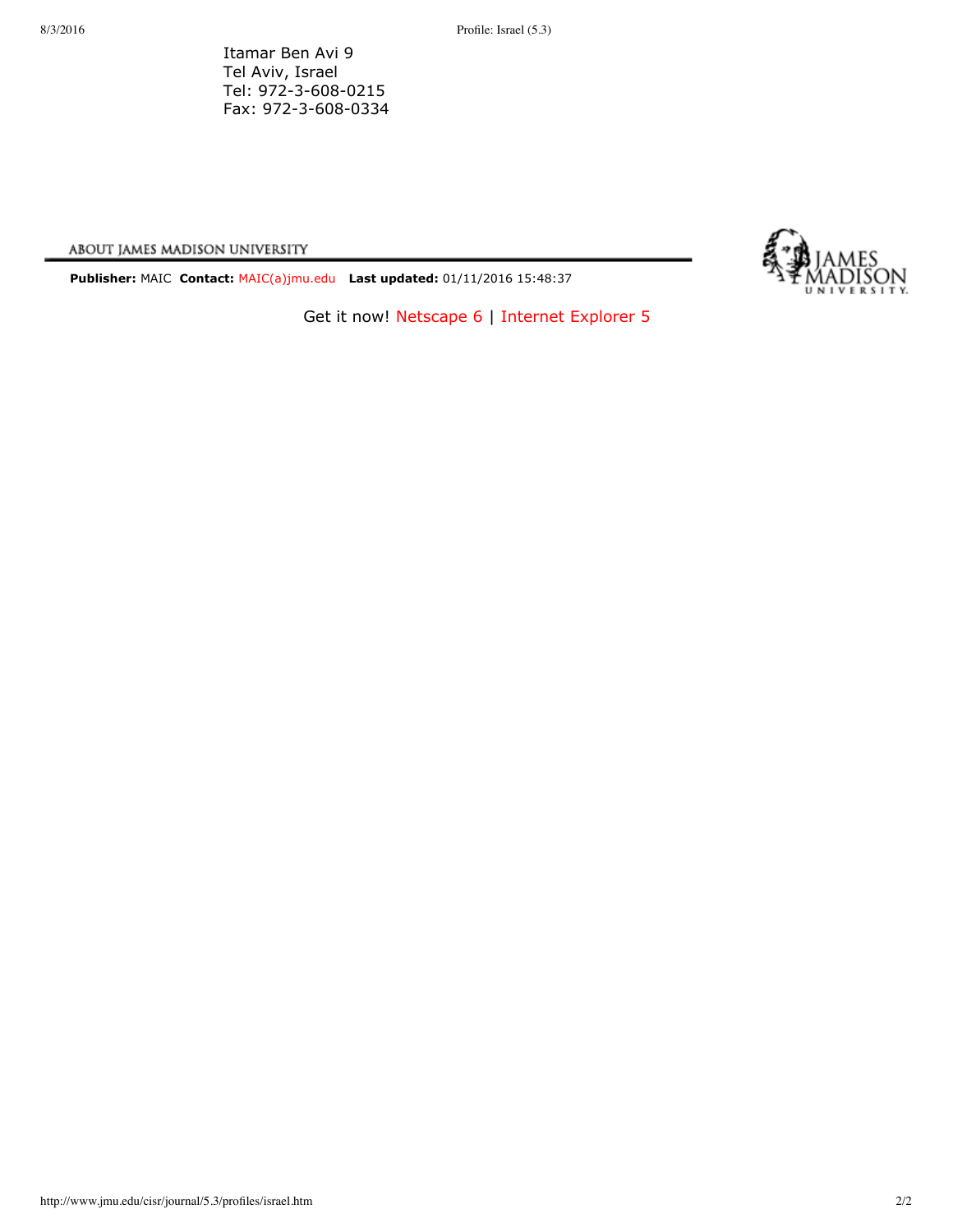Itamar Ben Avi 9
Tel Aviv, Israel
Tel: 972-3-608-0215
Fax: 972-3-608-0334

ABOUT JAMES MADISON UNIVERSITY

**Publisher:** MAIC **Contact:** MAIC(a)jmu.edu **Last updated:** 01/11/2016 15:48:37

Get it now! Netscape 6 | Internet Explorer 5